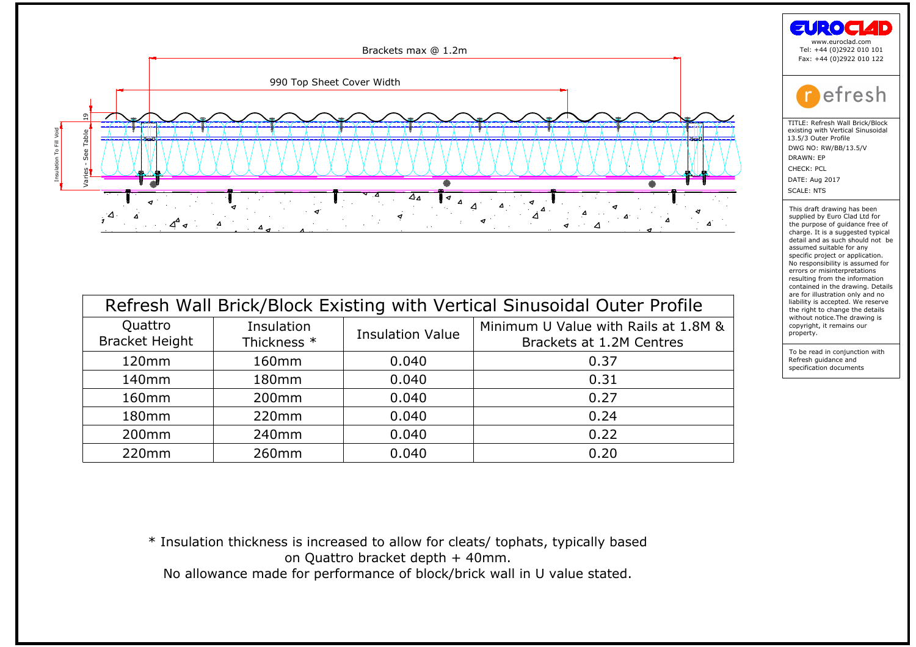Brackets max @ 1.2m

990 Top Sheet Cover Width

19

Varies - See Table

Insulation To Fill Void

# Refresh Wall Brick/Block Existing with Vertical Sinusoidal Outer Profile

| Quattro Bracket Height | Insulation Thickness * | Insulation Value | Minimum U Value with Rails at 1.8M & Brackets at 1.2M Centres |
|---|---|---|---|
| 120mm | 160mm | 0.040 | 0.37 |
| 140mm | 180mm | 0.040 | 0.31 |
| 160mm | 200mm | 0.040 | 0.27 |
| 180mm | 220mm | 0.040 | 0.24 |
| 200mm | 240mm | 0.040 | 0.22 |
| 220mm | 260mm | 0.040 | 0.20 |

* Insulation thickness is increased to allow for cleats/ tophats, typically based on Quattro bracket depth + 40mm.
No allowance made for performance of block/brick wall in U value stated.

EUROCLAD
www.euroclad.com
Tel: +44 (0)2922 010 101
Fax: +44 (0)2922 010 122

refresh

TITLE: Refresh Wall Brick/Block existing with Vertical Sinusoidal 13.5/3 Outer Profile
DWG NO: RW/BB/13.5/V
DRAWN: EP
CHECK: PCL
DATE: Aug 2017
SCALE: NTS

This draft drawing has been supplied by Euro Clad Ltd for the purpose of guidance free of charge. It is a suggested typical detail and as such should not be assumed suitable for any specific project or application. No responsibility is assumed for errors or misinterpretations resulting from the information contained in the drawing. Details are for illustration only and no liability is accepted. We reserve the right to change the details without notice.The drawing is copyright, it remains our property.

To be read in conjunction with Refresh guidance and specification documents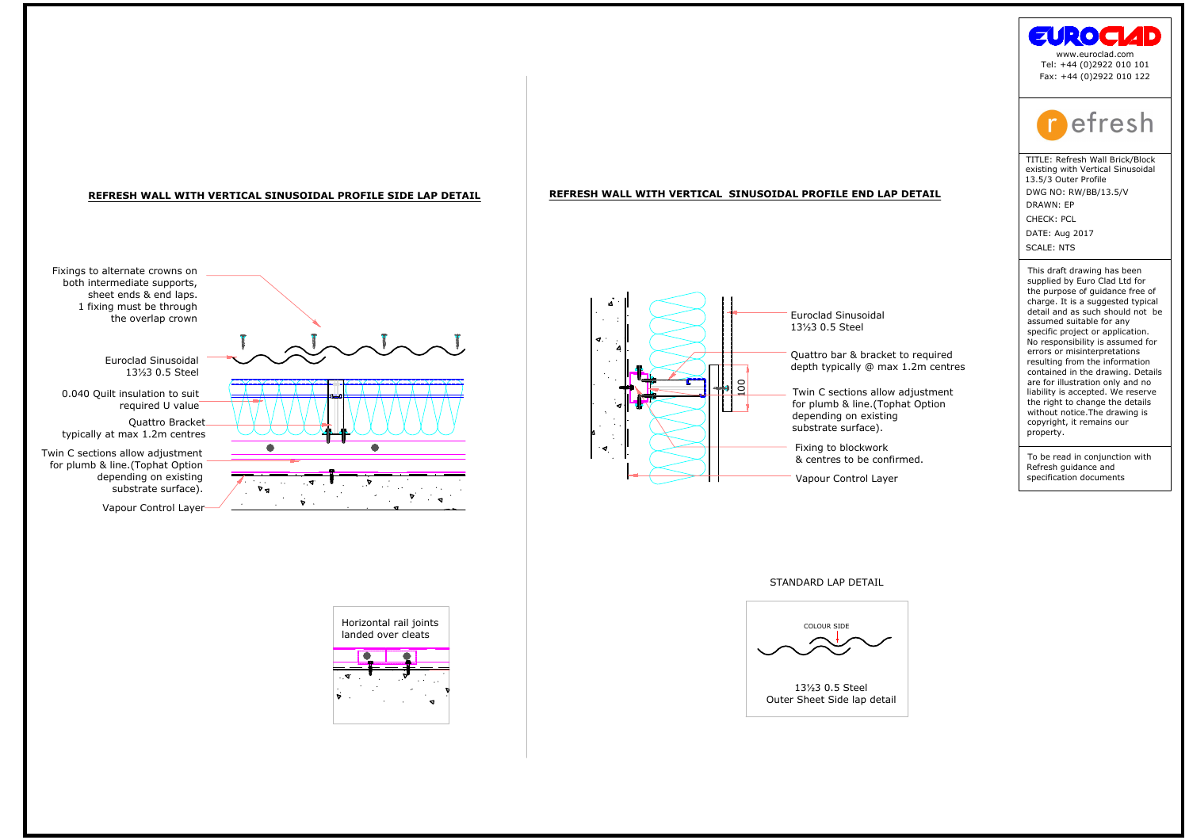## REFRESH WALL WITH VERTICAL SINUSOIDAL PROFILE SIDE LAP DETAIL

Fixings to alternate crowns on both intermediate supports, sheet ends & end laps. 1 fixing must be through the overlap crown

Euroclad Sinusoidal 13⅓3 0.5 Steel

0.040 Quilt insulation to suit required U value

Quattro Bracket typically at max 1.2m centres

Twin C sections allow adjustment for plumb & line.(Tophat Option depending on existing substrate surface).

Vapour Control Layer

Horizontal rail joints landed over cleats

## REFRESH WALL WITH VERTICAL SINUSOIDAL PROFILE END LAP DETAIL

Euroclad Sinusoidal 13⅓3 0.5 Steel

Quattro bar & bracket to required depth typically @ max 1.2m centres

100

Twin C sections allow adjustment for plumb & line.(Tophat Option depending on existing substrate surface).

Fixing to blockwork & centres to be confirmed.

Vapour Control Layer

STANDARD LAP DETAIL

COLOUR SIDE

13⅓3 0.5 Steel
Outer Sheet Side lap detail

EUROCLAD
www.euroclad.com
Tel: +44 (0)2922 010 101
Fax: +44 (0)2922 010 122

refresh

TITLE: Refresh Wall Brick/Block existing with Vertical Sinusoidal 13.5/3 Outer Profile
DWG NO: RW/BB/13.5/V
DRAWN: EP
CHECK: PCL
DATE: Aug 2017
SCALE: NTS

This draft drawing has been supplied by Euro Clad Ltd for the purpose of guidance free of charge. It is a suggested typical detail and as such should not be assumed suitable for any specific project or application. No responsibility is assumed for errors or misinterpretations resulting from the information contained in the drawing. Details are for illustration only and no liability is accepted. We reserve the right to change the details without notice.The drawing is copyright, it remains our property.

To be read in conjunction with Refresh guidance and specification documents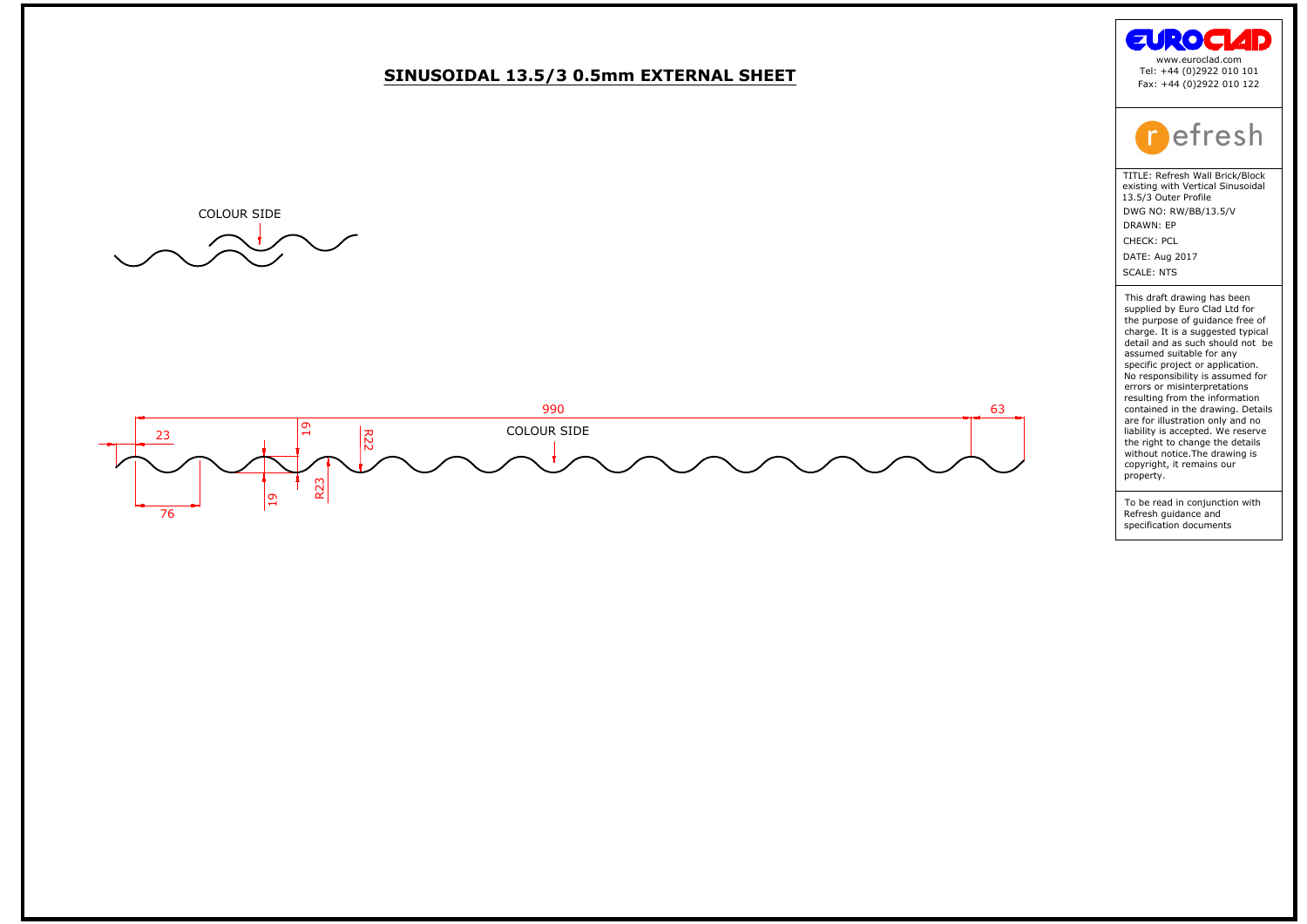# SINUSOIDAL 13.5/3 0.5mm EXTERNAL SHEET

COLOUR SIDE

990

63

23

19

R22

COLOUR SIDE

R23

19

76

www.euroclad.com
Tel: +44 (0)2922 010 101
Fax: +44 (0)2922 010 122

refresh

TITLE: Refresh Wall Brick/Block existing with Vertical Sinusoidal 13.5/3 Outer Profile

DWG NO: RW/BB/13.5/V

DRAWN: EP

CHECK: PCL

DATE: Aug 2017

SCALE: NTS

This draft drawing has been supplied by Euro Clad Ltd for the purpose of guidance free of charge. It is a suggested typical detail and as such should not be assumed suitable for any specific project or application. No responsibility is assumed for errors or misinterpretations resulting from the information contained in the drawing. Details are for illustration only and no liability is accepted. We reserve the right to change the details without notice.The drawing is copyright, it remains our property.

To be read in conjunction with Refresh guidance and specification documents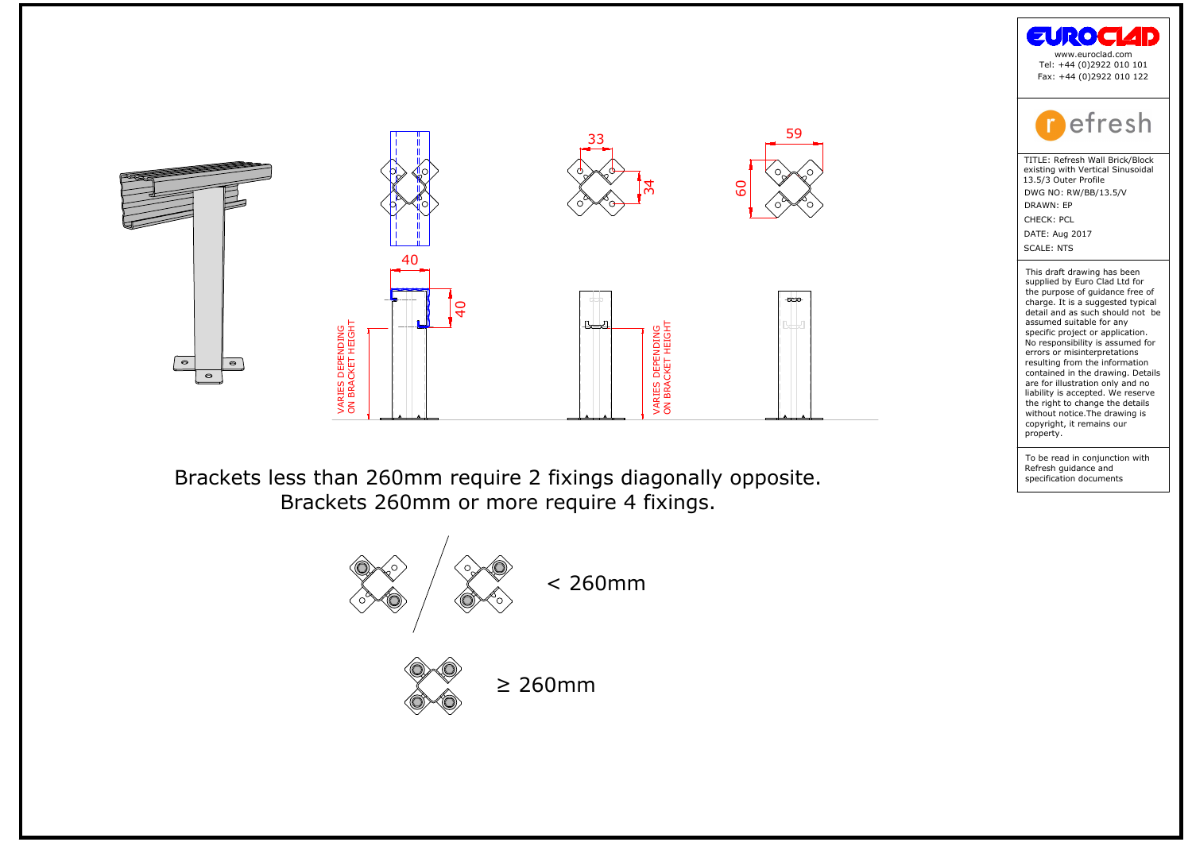Brackets less than 260mm require 2 fixings diagonally opposite.
Brackets 260mm or more require 4 fixings.

< 260mm

≥ 260mm

www.euroclad.com
Tel: +44 (0)2922 010 101
Fax: +44 (0)2922 010 122

TITLE: Refresh Wall Brick/Block existing with Vertical Sinusoidal 13.5/3 Outer Profile
DWG NO: RW/BB/13.5/V
DRAWN: EP
CHECK: PCL
DATE: Aug 2017
SCALE: NTS

This draft drawing has been supplied by Euro Clad Ltd for the purpose of guidance free of charge. It is a suggested typical detail and as such should not be assumed suitable for any specific project or application. No responsibility is assumed for errors or misinterpretations resulting from the information contained in the drawing. Details are for illustration only and no liability is accepted. We reserve the right to change the details without notice.The drawing is copyright, it remains our property.

To be read in conjunction with Refresh guidance and specification documents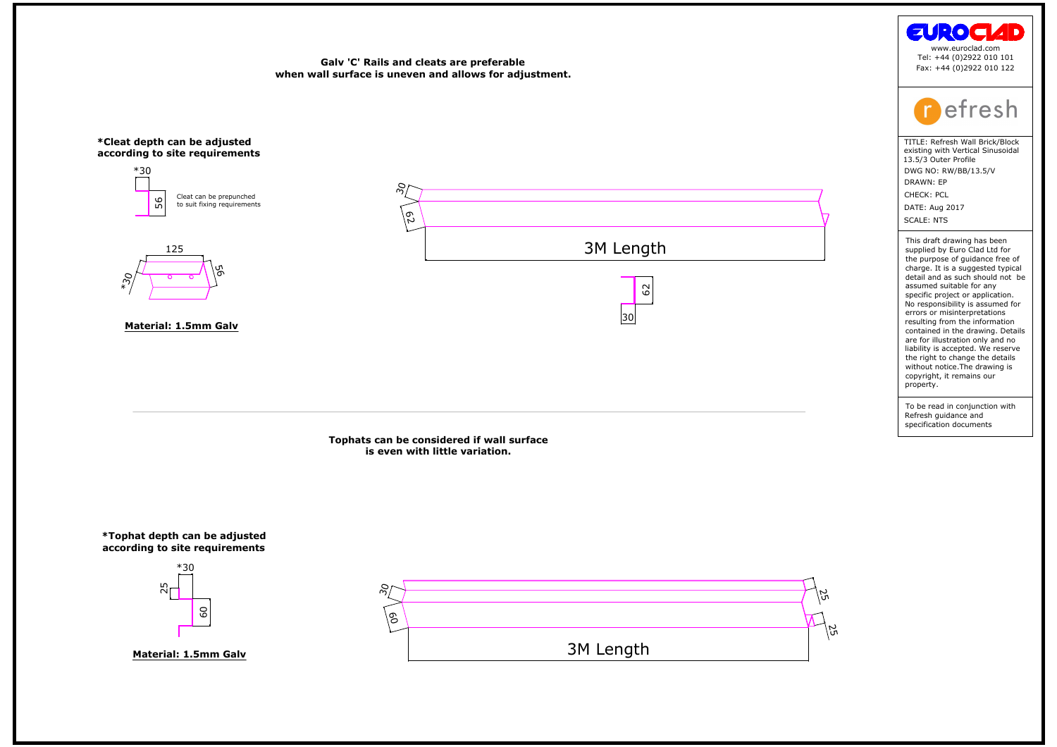**Galv 'C' Rails and cleats are preferable when wall surface is uneven and allows for adjustment.**

**\*Cleat depth can be adjusted according to site requirements**

\*30

56

Cleat can be prepunched to suit fixing requirements

125

\*30

56

**Material: 1.5mm Galv**

30

62

3M Length

62

30

**Tophats can be considered if wall surface is even with little variation.**

**\*Tophat depth can be adjusted according to site requirements**

\*30

25

60

**Material: 1.5mm Galv**

30

60

25

25

3M Length

EUROCLAD

www.euroclad.com
Tel: +44 (0)2922 010 101
Fax: +44 (0)2922 010 122

refresh

TITLE: Refresh Wall Brick/Block existing with Vertical Sinusoidal 13.5/3 Outer Profile

DWG NO: RW/BB/13.5/V

DRAWN: EP

CHECK: PCL

DATE: Aug 2017

SCALE: NTS

This draft drawing has been supplied by Euro Clad Ltd for the purpose of guidance free of charge. It is a suggested typical detail and as such should not be assumed suitable for any specific project or application. No responsibility is assumed for errors or misinterpretations resulting from the information contained in the drawing. Details are for illustration only and no liability is accepted. We reserve the right to change the details without notice.The drawing is copyright, it remains our property.

To be read in conjunction with Refresh guidance and specification documents